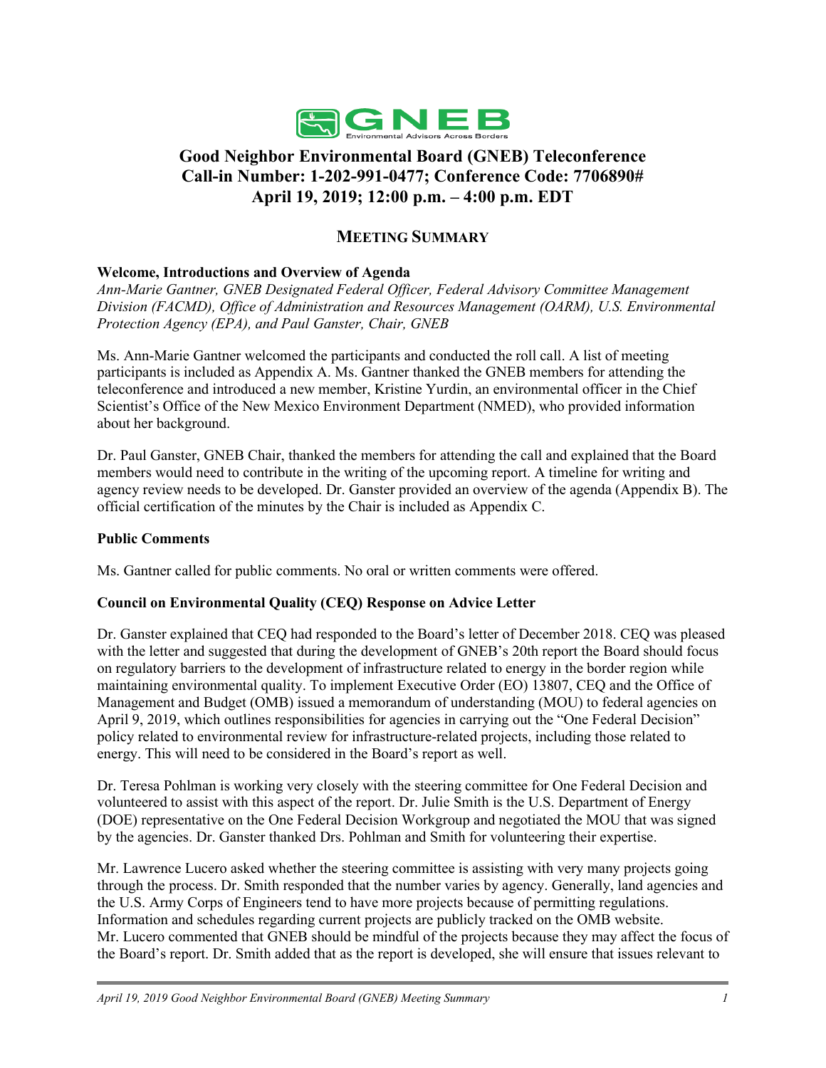# Good Neighbor Environmental Board (GNEB) Teleconference
# Call-in Number: 1-202-991-0477; Conference Code: 7706890#
# April 19, 2019; 12:00 p.m. – 4:00 p.m. EDT

## MEETING SUMMARY

**Welcome, Introductions and Overview of Agenda**

*Ann-Marie Gantner, GNEB Designated Federal Officer, Federal Advisory Committee Management Division (FACMD), Office of Administration and Resources Management (OARM), U.S. Environmental Protection Agency (EPA), and Paul Ganster, Chair, GNEB*

Ms. Ann-Marie Gantner welcomed the participants and conducted the roll call. A list of meeting participants is included as Appendix A. Ms. Gantner thanked the GNEB members for attending the teleconference and introduced a new member, Kristine Yurdin, an environmental officer in the Chief Scientist's Office of the New Mexico Environment Department (NMED), who provided information about her background.

Dr. Paul Ganster, GNEB Chair, thanked the members for attending the call and explained that the Board members would need to contribute in the writing of the upcoming report. A timeline for writing and agency review needs to be developed. Dr. Ganster provided an overview of the agenda (Appendix B). The official certification of the minutes by the Chair is included as Appendix C.

**Public Comments**

Ms. Gantner called for public comments. No oral or written comments were offered.

**Council on Environmental Quality (CEQ) Response on Advice Letter**

Dr. Ganster explained that CEQ had responded to the Board's letter of December 2018. CEQ was pleased with the letter and suggested that during the development of GNEB's 20th report the Board should focus on regulatory barriers to the development of infrastructure related to energy in the border region while maintaining environmental quality. To implement Executive Order (EO) 13807, CEQ and the Office of Management and Budget (OMB) issued a memorandum of understanding (MOU) to federal agencies on April 9, 2019, which outlines responsibilities for agencies in carrying out the "One Federal Decision" policy related to environmental review for infrastructure-related projects, including those related to energy. This will need to be considered in the Board's report as well.

Dr. Teresa Pohlman is working very closely with the steering committee for One Federal Decision and volunteered to assist with this aspect of the report. Dr. Julie Smith is the U.S. Department of Energy (DOE) representative on the One Federal Decision Workgroup and negotiated the MOU that was signed by the agencies. Dr. Ganster thanked Drs. Pohlman and Smith for volunteering their expertise.

Mr. Lawrence Lucero asked whether the steering committee is assisting with very many projects going through the process. Dr. Smith responded that the number varies by agency. Generally, land agencies and the U.S. Army Corps of Engineers tend to have more projects because of permitting regulations. Information and schedules regarding current projects are publicly tracked on the OMB website. Mr. Lucero commented that GNEB should be mindful of the projects because they may affect the focus of the Board's report. Dr. Smith added that as the report is developed, she will ensure that issues relevant to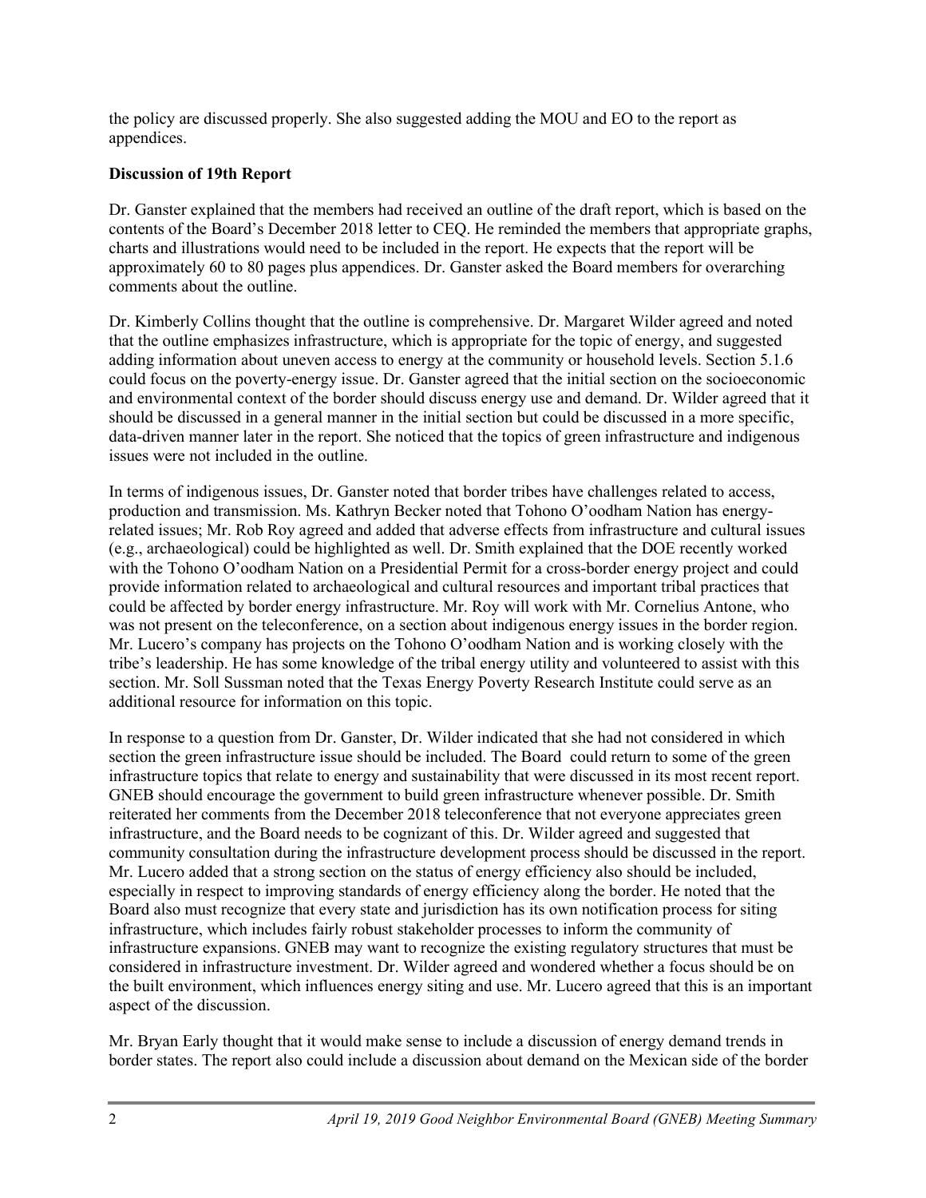the policy are discussed properly. She also suggested adding the MOU and EO to the report as appendices.

**Discussion of 19th Report**

Dr. Ganster explained that the members had received an outline of the draft report, which is based on the contents of the Board's December 2018 letter to CEQ. He reminded the members that appropriate graphs, charts and illustrations would need to be included in the report. He expects that the report will be approximately 60 to 80 pages plus appendices. Dr. Ganster asked the Board members for overarching comments about the outline.

Dr. Kimberly Collins thought that the outline is comprehensive. Dr. Margaret Wilder agreed and noted that the outline emphasizes infrastructure, which is appropriate for the topic of energy, and suggested adding information about uneven access to energy at the community or household levels. Section 5.1.6 could focus on the poverty-energy issue. Dr. Ganster agreed that the initial section on the socioeconomic and environmental context of the border should discuss energy use and demand. Dr. Wilder agreed that it should be discussed in a general manner in the initial section but could be discussed in a more specific, data-driven manner later in the report. She noticed that the topics of green infrastructure and indigenous issues were not included in the outline.

In terms of indigenous issues, Dr. Ganster noted that border tribes have challenges related to access, production and transmission. Ms. Kathryn Becker noted that Tohono O'oodham Nation has energy-related issues; Mr. Rob Roy agreed and added that adverse effects from infrastructure and cultural issues (e.g., archaeological) could be highlighted as well. Dr. Smith explained that the DOE recently worked with the Tohono O'oodham Nation on a Presidential Permit for a cross-border energy project and could provide information related to archaeological and cultural resources and important tribal practices that could be affected by border energy infrastructure. Mr. Roy will work with Mr. Cornelius Antone, who was not present on the teleconference, on a section about indigenous energy issues in the border region. Mr. Lucero's company has projects on the Tohono O'oodham Nation and is working closely with the tribe's leadership. He has some knowledge of the tribal energy utility and volunteered to assist with this section. Mr. Soll Sussman noted that the Texas Energy Poverty Research Institute could serve as an additional resource for information on this topic.

In response to a question from Dr. Ganster, Dr. Wilder indicated that she had not considered in which section the green infrastructure issue should be included. The Board could return to some of the green infrastructure topics that relate to energy and sustainability that were discussed in its most recent report. GNEB should encourage the government to build green infrastructure whenever possible. Dr. Smith reiterated her comments from the December 2018 teleconference that not everyone appreciates green infrastructure, and the Board needs to be cognizant of this. Dr. Wilder agreed and suggested that community consultation during the infrastructure development process should be discussed in the report. Mr. Lucero added that a strong section on the status of energy efficiency also should be included, especially in respect to improving standards of energy efficiency along the border. He noted that the Board also must recognize that every state and jurisdiction has its own notification process for siting infrastructure, which includes fairly robust stakeholder processes to inform the community of infrastructure expansions. GNEB may want to recognize the existing regulatory structures that must be considered in infrastructure investment. Dr. Wilder agreed and wondered whether a focus should be on the built environment, which influences energy siting and use. Mr. Lucero agreed that this is an important aspect of the discussion.

Mr. Bryan Early thought that it would make sense to include a discussion of energy demand trends in border states. The report also could include a discussion about demand on the Mexican side of the border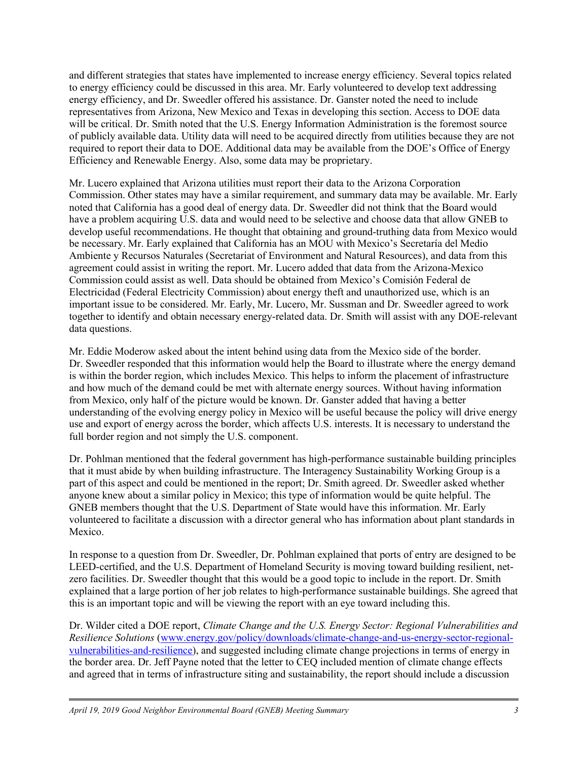and different strategies that states have implemented to increase energy efficiency. Several topics related to energy efficiency could be discussed in this area. Mr. Early volunteered to develop text addressing energy efficiency, and Dr. Sweedler offered his assistance. Dr. Ganster noted the need to include representatives from Arizona, New Mexico and Texas in developing this section. Access to DOE data will be critical. Dr. Smith noted that the U.S. Energy Information Administration is the foremost source of publicly available data. Utility data will need to be acquired directly from utilities because they are not required to report their data to DOE. Additional data may be available from the DOE's Office of Energy Efficiency and Renewable Energy. Also, some data may be proprietary.

Mr. Lucero explained that Arizona utilities must report their data to the Arizona Corporation Commission. Other states may have a similar requirement, and summary data may be available. Mr. Early noted that California has a good deal of energy data. Dr. Sweedler did not think that the Board would have a problem acquiring U.S. data and would need to be selective and choose data that allow GNEB to develop useful recommendations. He thought that obtaining and ground-truthing data from Mexico would be necessary. Mr. Early explained that California has an MOU with Mexico's Secretaría del Medio Ambiente y Recursos Naturales (Secretariat of Environment and Natural Resources), and data from this agreement could assist in writing the report. Mr. Lucero added that data from the Arizona-Mexico Commission could assist as well. Data should be obtained from Mexico's Comisión Federal de Electricidad (Federal Electricity Commission) about energy theft and unauthorized use, which is an important issue to be considered. Mr. Early, Mr. Lucero, Mr. Sussman and Dr. Sweedler agreed to work together to identify and obtain necessary energy-related data. Dr. Smith will assist with any DOE-relevant data questions.

Mr. Eddie Moderow asked about the intent behind using data from the Mexico side of the border. Dr. Sweedler responded that this information would help the Board to illustrate where the energy demand is within the border region, which includes Mexico. This helps to inform the placement of infrastructure and how much of the demand could be met with alternate energy sources. Without having information from Mexico, only half of the picture would be known. Dr. Ganster added that having a better understanding of the evolving energy policy in Mexico will be useful because the policy will drive energy use and export of energy across the border, which affects U.S. interests. It is necessary to understand the full border region and not simply the U.S. component.

Dr. Pohlman mentioned that the federal government has high-performance sustainable building principles that it must abide by when building infrastructure. The Interagency Sustainability Working Group is a part of this aspect and could be mentioned in the report; Dr. Smith agreed. Dr. Sweedler asked whether anyone knew about a similar policy in Mexico; this type of information would be quite helpful. The GNEB members thought that the U.S. Department of State would have this information. Mr. Early volunteered to facilitate a discussion with a director general who has information about plant standards in Mexico.

In response to a question from Dr. Sweedler, Dr. Pohlman explained that ports of entry are designed to be LEED-certified, and the U.S. Department of Homeland Security is moving toward building resilient, net-zero facilities. Dr. Sweedler thought that this would be a good topic to include in the report. Dr. Smith explained that a large portion of her job relates to high-performance sustainable buildings. She agreed that this is an important topic and will be viewing the report with an eye toward including this.

Dr. Wilder cited a DOE report, *Climate Change and the U.S. Energy Sector: Regional Vulnerabilities and Resilience Solutions* (www.energy.gov/policy/downloads/climate-change-and-us-energy-sector-regional-vulnerabilities-and-resilience), and suggested including climate change projections in terms of energy in the border area. Dr. Jeff Payne noted that the letter to CEQ included mention of climate change effects and agreed that in terms of infrastructure siting and sustainability, the report should include a discussion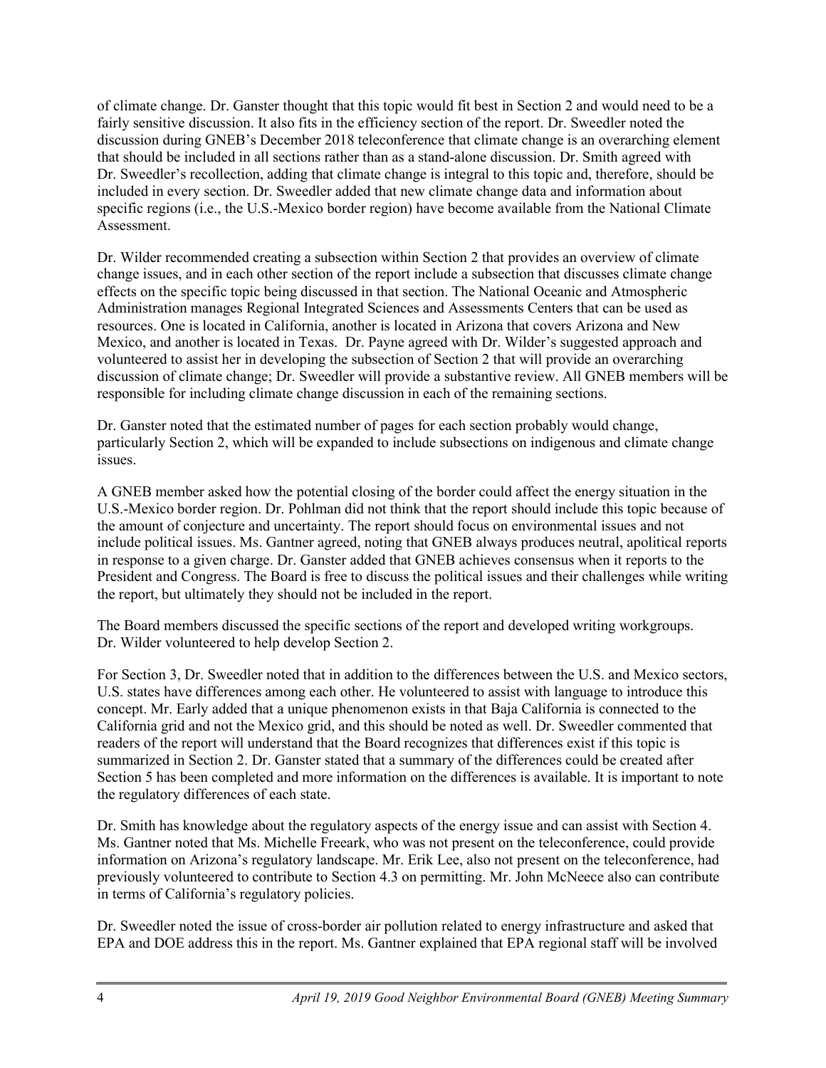of climate change. Dr. Ganster thought that this topic would fit best in Section 2 and would need to be a fairly sensitive discussion. It also fits in the efficiency section of the report. Dr. Sweedler noted the discussion during GNEB's December 2018 teleconference that climate change is an overarching element that should be included in all sections rather than as a stand-alone discussion. Dr. Smith agreed with Dr. Sweedler's recollection, adding that climate change is integral to this topic and, therefore, should be included in every section. Dr. Sweedler added that new climate change data and information about specific regions (i.e., the U.S.-Mexico border region) have become available from the National Climate Assessment.

Dr. Wilder recommended creating a subsection within Section 2 that provides an overview of climate change issues, and in each other section of the report include a subsection that discusses climate change effects on the specific topic being discussed in that section. The National Oceanic and Atmospheric Administration manages Regional Integrated Sciences and Assessments Centers that can be used as resources. One is located in California, another is located in Arizona that covers Arizona and New Mexico, and another is located in Texas. Dr. Payne agreed with Dr. Wilder's suggested approach and volunteered to assist her in developing the subsection of Section 2 that will provide an overarching discussion of climate change; Dr. Sweedler will provide a substantive review. All GNEB members will be responsible for including climate change discussion in each of the remaining sections.

Dr. Ganster noted that the estimated number of pages for each section probably would change, particularly Section 2, which will be expanded to include subsections on indigenous and climate change issues.

A GNEB member asked how the potential closing of the border could affect the energy situation in the U.S.-Mexico border region. Dr. Pohlman did not think that the report should include this topic because of the amount of conjecture and uncertainty. The report should focus on environmental issues and not include political issues. Ms. Gantner agreed, noting that GNEB always produces neutral, apolitical reports in response to a given charge. Dr. Ganster added that GNEB achieves consensus when it reports to the President and Congress. The Board is free to discuss the political issues and their challenges while writing the report, but ultimately they should not be included in the report.

The Board members discussed the specific sections of the report and developed writing workgroups. Dr. Wilder volunteered to help develop Section 2.

For Section 3, Dr. Sweedler noted that in addition to the differences between the U.S. and Mexico sectors, U.S. states have differences among each other. He volunteered to assist with language to introduce this concept. Mr. Early added that a unique phenomenon exists in that Baja California is connected to the California grid and not the Mexico grid, and this should be noted as well. Dr. Sweedler commented that readers of the report will understand that the Board recognizes that differences exist if this topic is summarized in Section 2. Dr. Ganster stated that a summary of the differences could be created after Section 5 has been completed and more information on the differences is available. It is important to note the regulatory differences of each state.

Dr. Smith has knowledge about the regulatory aspects of the energy issue and can assist with Section 4. Ms. Gantner noted that Ms. Michelle Freeark, who was not present on the teleconference, could provide information on Arizona's regulatory landscape. Mr. Erik Lee, also not present on the teleconference, had previously volunteered to contribute to Section 4.3 on permitting. Mr. John McNeece also can contribute in terms of California's regulatory policies.

Dr. Sweedler noted the issue of cross-border air pollution related to energy infrastructure and asked that EPA and DOE address this in the report. Ms. Gantner explained that EPA regional staff will be involved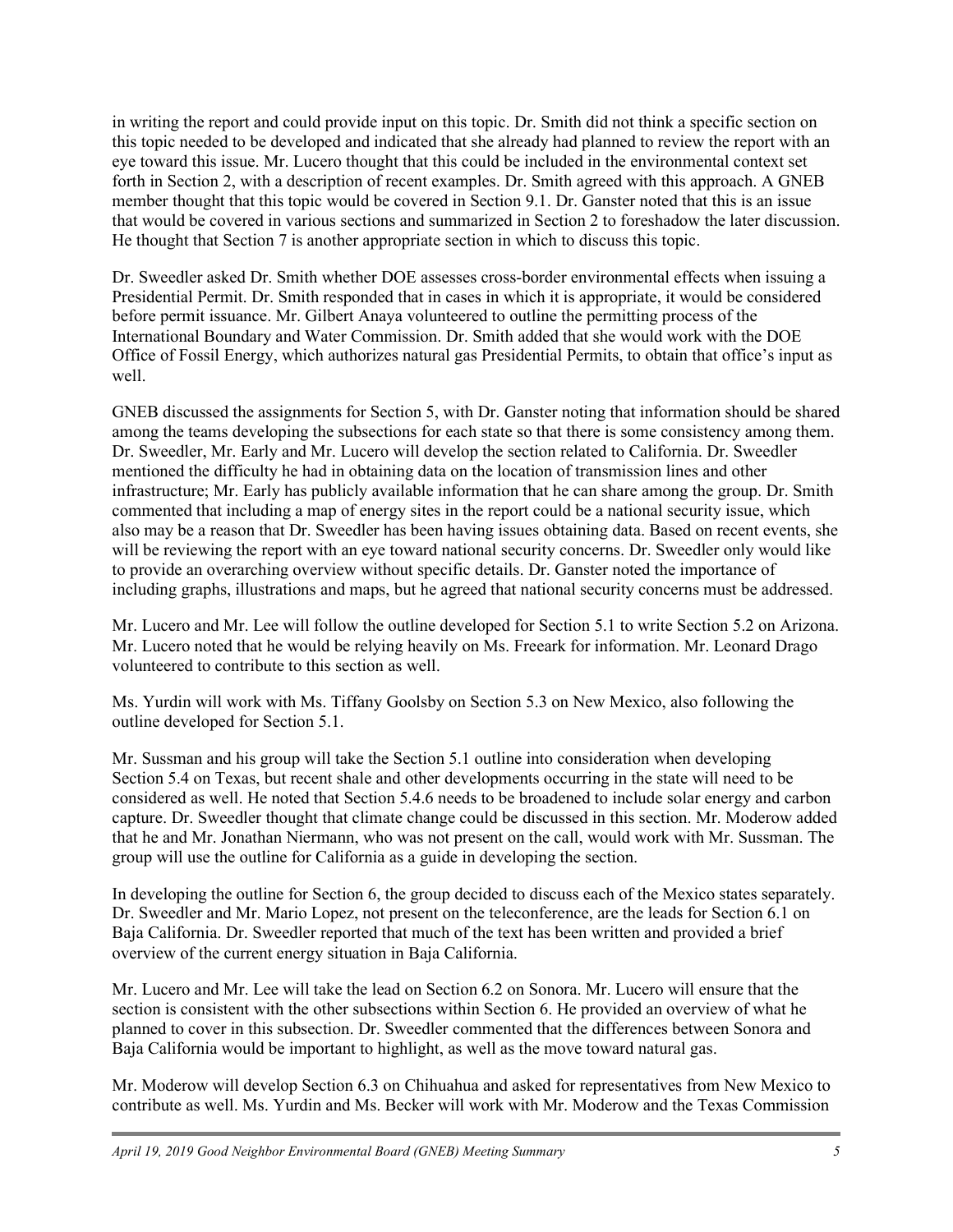in writing the report and could provide input on this topic. Dr. Smith did not think a specific section on this topic needed to be developed and indicated that she already had planned to review the report with an eye toward this issue. Mr. Lucero thought that this could be included in the environmental context set forth in Section 2, with a description of recent examples. Dr. Smith agreed with this approach. A GNEB member thought that this topic would be covered in Section 9.1. Dr. Ganster noted that this is an issue that would be covered in various sections and summarized in Section 2 to foreshadow the later discussion. He thought that Section 7 is another appropriate section in which to discuss this topic.

Dr. Sweedler asked Dr. Smith whether DOE assesses cross-border environmental effects when issuing a Presidential Permit. Dr. Smith responded that in cases in which it is appropriate, it would be considered before permit issuance. Mr. Gilbert Anaya volunteered to outline the permitting process of the International Boundary and Water Commission. Dr. Smith added that she would work with the DOE Office of Fossil Energy, which authorizes natural gas Presidential Permits, to obtain that office's input as well.

GNEB discussed the assignments for Section 5, with Dr. Ganster noting that information should be shared among the teams developing the subsections for each state so that there is some consistency among them. Dr. Sweedler, Mr. Early and Mr. Lucero will develop the section related to California. Dr. Sweedler mentioned the difficulty he had in obtaining data on the location of transmission lines and other infrastructure; Mr. Early has publicly available information that he can share among the group. Dr. Smith commented that including a map of energy sites in the report could be a national security issue, which also may be a reason that Dr. Sweedler has been having issues obtaining data. Based on recent events, she will be reviewing the report with an eye toward national security concerns. Dr. Sweedler only would like to provide an overarching overview without specific details. Dr. Ganster noted the importance of including graphs, illustrations and maps, but he agreed that national security concerns must be addressed.

Mr. Lucero and Mr. Lee will follow the outline developed for Section 5.1 to write Section 5.2 on Arizona. Mr. Lucero noted that he would be relying heavily on Ms. Freeark for information. Mr. Leonard Drago volunteered to contribute to this section as well.

Ms. Yurdin will work with Ms. Tiffany Goolsby on Section 5.3 on New Mexico, also following the outline developed for Section 5.1.

Mr. Sussman and his group will take the Section 5.1 outline into consideration when developing Section 5.4 on Texas, but recent shale and other developments occurring in the state will need to be considered as well. He noted that Section 5.4.6 needs to be broadened to include solar energy and carbon capture. Dr. Sweedler thought that climate change could be discussed in this section. Mr. Moderow added that he and Mr. Jonathan Niermann, who was not present on the call, would work with Mr. Sussman. The group will use the outline for California as a guide in developing the section.

In developing the outline for Section 6, the group decided to discuss each of the Mexico states separately. Dr. Sweedler and Mr. Mario Lopez, not present on the teleconference, are the leads for Section 6.1 on Baja California. Dr. Sweedler reported that much of the text has been written and provided a brief overview of the current energy situation in Baja California.

Mr. Lucero and Mr. Lee will take the lead on Section 6.2 on Sonora. Mr. Lucero will ensure that the section is consistent with the other subsections within Section 6. He provided an overview of what he planned to cover in this subsection. Dr. Sweedler commented that the differences between Sonora and Baja California would be important to highlight, as well as the move toward natural gas.

Mr. Moderow will develop Section 6.3 on Chihuahua and asked for representatives from New Mexico to contribute as well. Ms. Yurdin and Ms. Becker will work with Mr. Moderow and the Texas Commission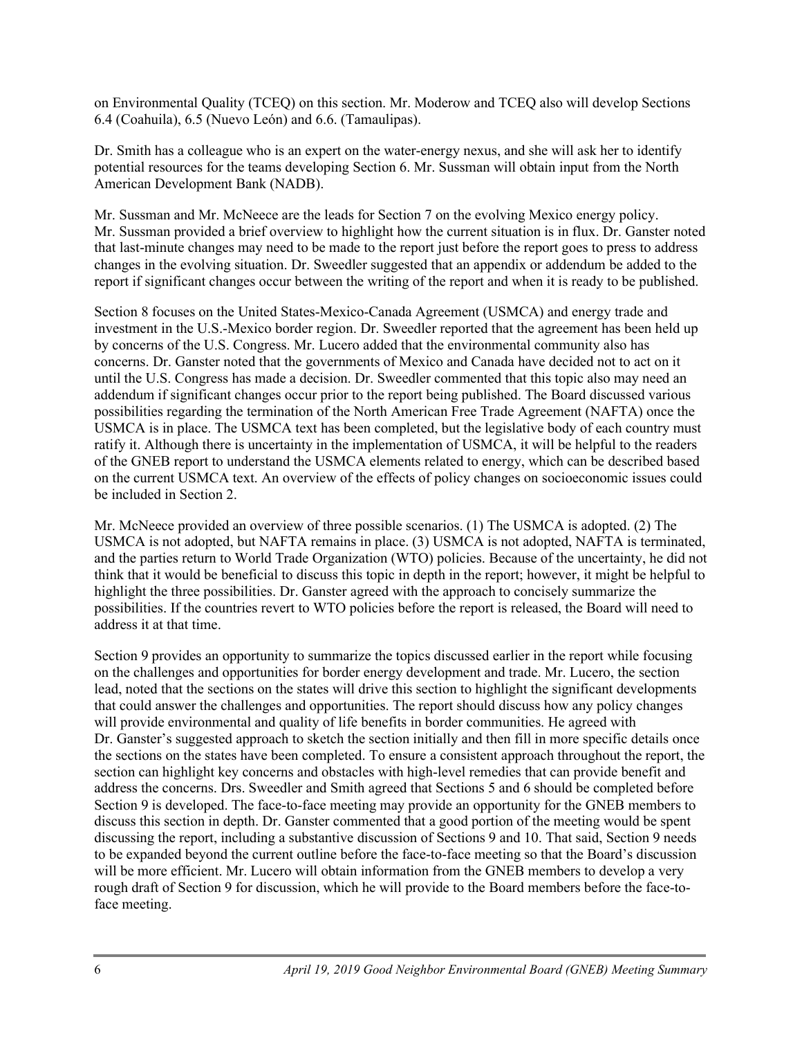on Environmental Quality (TCEQ) on this section. Mr. Moderow and TCEQ also will develop Sections 6.4 (Coahuila), 6.5 (Nuevo León) and 6.6. (Tamaulipas).

Dr. Smith has a colleague who is an expert on the water-energy nexus, and she will ask her to identify potential resources for the teams developing Section 6. Mr. Sussman will obtain input from the North American Development Bank (NADB).

Mr. Sussman and Mr. McNeece are the leads for Section 7 on the evolving Mexico energy policy. Mr. Sussman provided a brief overview to highlight how the current situation is in flux. Dr. Ganster noted that last-minute changes may need to be made to the report just before the report goes to press to address changes in the evolving situation. Dr. Sweedler suggested that an appendix or addendum be added to the report if significant changes occur between the writing of the report and when it is ready to be published.

Section 8 focuses on the United States-Mexico-Canada Agreement (USMCA) and energy trade and investment in the U.S.-Mexico border region. Dr. Sweedler reported that the agreement has been held up by concerns of the U.S. Congress. Mr. Lucero added that the environmental community also has concerns. Dr. Ganster noted that the governments of Mexico and Canada have decided not to act on it until the U.S. Congress has made a decision. Dr. Sweedler commented that this topic also may need an addendum if significant changes occur prior to the report being published. The Board discussed various possibilities regarding the termination of the North American Free Trade Agreement (NAFTA) once the USMCA is in place. The USMCA text has been completed, but the legislative body of each country must ratify it. Although there is uncertainty in the implementation of USMCA, it will be helpful to the readers of the GNEB report to understand the USMCA elements related to energy, which can be described based on the current USMCA text. An overview of the effects of policy changes on socioeconomic issues could be included in Section 2.

Mr. McNeece provided an overview of three possible scenarios. (1) The USMCA is adopted. (2) The USMCA is not adopted, but NAFTA remains in place. (3) USMCA is not adopted, NAFTA is terminated, and the parties return to World Trade Organization (WTO) policies. Because of the uncertainty, he did not think that it would be beneficial to discuss this topic in depth in the report; however, it might be helpful to highlight the three possibilities. Dr. Ganster agreed with the approach to concisely summarize the possibilities. If the countries revert to WTO policies before the report is released, the Board will need to address it at that time.

Section 9 provides an opportunity to summarize the topics discussed earlier in the report while focusing on the challenges and opportunities for border energy development and trade. Mr. Lucero, the section lead, noted that the sections on the states will drive this section to highlight the significant developments that could answer the challenges and opportunities. The report should discuss how any policy changes will provide environmental and quality of life benefits in border communities. He agreed with Dr. Ganster's suggested approach to sketch the section initially and then fill in more specific details once the sections on the states have been completed. To ensure a consistent approach throughout the report, the section can highlight key concerns and obstacles with high-level remedies that can provide benefit and address the concerns. Drs. Sweedler and Smith agreed that Sections 5 and 6 should be completed before Section 9 is developed. The face-to-face meeting may provide an opportunity for the GNEB members to discuss this section in depth. Dr. Ganster commented that a good portion of the meeting would be spent discussing the report, including a substantive discussion of Sections 9 and 10. That said, Section 9 needs to be expanded beyond the current outline before the face-to-face meeting so that the Board's discussion will be more efficient. Mr. Lucero will obtain information from the GNEB members to develop a very rough draft of Section 9 for discussion, which he will provide to the Board members before the face-to-face meeting.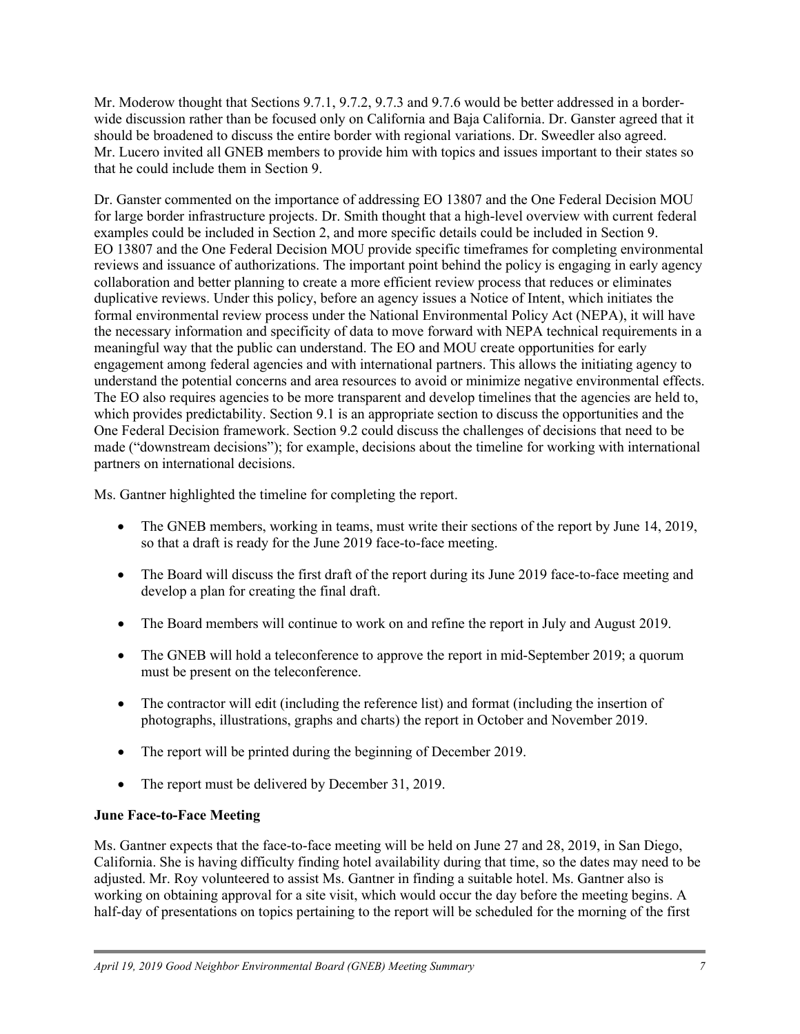Mr. Moderow thought that Sections 9.7.1, 9.7.2, 9.7.3 and 9.7.6 would be better addressed in a border-wide discussion rather than be focused only on California and Baja California. Dr. Ganster agreed that it should be broadened to discuss the entire border with regional variations. Dr. Sweedler also agreed. Mr. Lucero invited all GNEB members to provide him with topics and issues important to their states so that he could include them in Section 9.

Dr. Ganster commented on the importance of addressing EO 13807 and the One Federal Decision MOU for large border infrastructure projects. Dr. Smith thought that a high-level overview with current federal examples could be included in Section 2, and more specific details could be included in Section 9. EO 13807 and the One Federal Decision MOU provide specific timeframes for completing environmental reviews and issuance of authorizations. The important point behind the policy is engaging in early agency collaboration and better planning to create a more efficient review process that reduces or eliminates duplicative reviews. Under this policy, before an agency issues a Notice of Intent, which initiates the formal environmental review process under the National Environmental Policy Act (NEPA), it will have the necessary information and specificity of data to move forward with NEPA technical requirements in a meaningful way that the public can understand. The EO and MOU create opportunities for early engagement among federal agencies and with international partners. This allows the initiating agency to understand the potential concerns and area resources to avoid or minimize negative environmental effects. The EO also requires agencies to be more transparent and develop timelines that the agencies are held to, which provides predictability. Section 9.1 is an appropriate section to discuss the opportunities and the One Federal Decision framework. Section 9.2 could discuss the challenges of decisions that need to be made ("downstream decisions"); for example, decisions about the timeline for working with international partners on international decisions.

Ms. Gantner highlighted the timeline for completing the report.

- The GNEB members, working in teams, must write their sections of the report by June 14, 2019, so that a draft is ready for the June 2019 face-to-face meeting.
- The Board will discuss the first draft of the report during its June 2019 face-to-face meeting and develop a plan for creating the final draft.
- The Board members will continue to work on and refine the report in July and August 2019.
- The GNEB will hold a teleconference to approve the report in mid-September 2019; a quorum must be present on the teleconference.
- The contractor will edit (including the reference list) and format (including the insertion of photographs, illustrations, graphs and charts) the report in October and November 2019.
- The report will be printed during the beginning of December 2019.
- The report must be delivered by December 31, 2019.

**June Face-to-Face Meeting**

Ms. Gantner expects that the face-to-face meeting will be held on June 27 and 28, 2019, in San Diego, California. She is having difficulty finding hotel availability during that time, so the dates may need to be adjusted. Mr. Roy volunteered to assist Ms. Gantner in finding a suitable hotel. Ms. Gantner also is working on obtaining approval for a site visit, which would occur the day before the meeting begins. A half-day of presentations on topics pertaining to the report will be scheduled for the morning of the first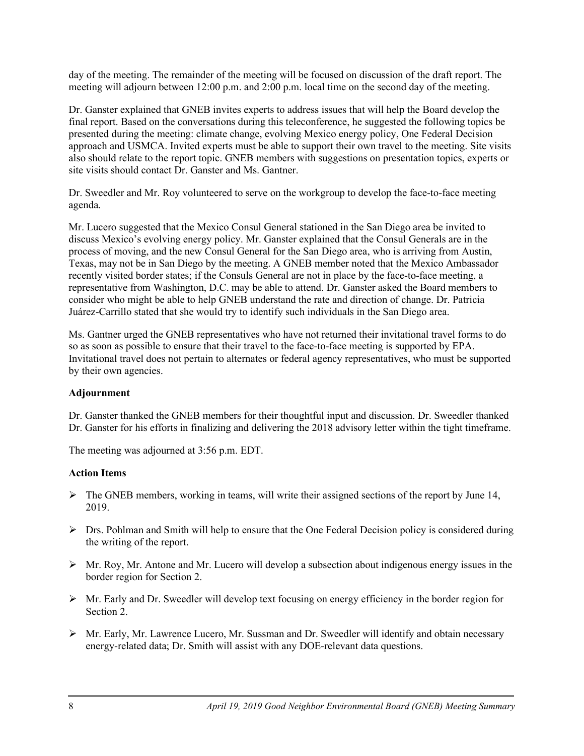day of the meeting. The remainder of the meeting will be focused on discussion of the draft report. The meeting will adjourn between 12:00 p.m. and 2:00 p.m. local time on the second day of the meeting.

Dr. Ganster explained that GNEB invites experts to address issues that will help the Board develop the final report. Based on the conversations during this teleconference, he suggested the following topics be presented during the meeting: climate change, evolving Mexico energy policy, One Federal Decision approach and USMCA. Invited experts must be able to support their own travel to the meeting. Site visits also should relate to the report topic. GNEB members with suggestions on presentation topics, experts or site visits should contact Dr. Ganster and Ms. Gantner.

Dr. Sweedler and Mr. Roy volunteered to serve on the workgroup to develop the face-to-face meeting agenda.

Mr. Lucero suggested that the Mexico Consul General stationed in the San Diego area be invited to discuss Mexico's evolving energy policy. Mr. Ganster explained that the Consul Generals are in the process of moving, and the new Consul General for the San Diego area, who is arriving from Austin, Texas, may not be in San Diego by the meeting. A GNEB member noted that the Mexico Ambassador recently visited border states; if the Consuls General are not in place by the face-to-face meeting, a representative from Washington, D.C. may be able to attend. Dr. Ganster asked the Board members to consider who might be able to help GNEB understand the rate and direction of change. Dr. Patricia Juárez-Carrillo stated that she would try to identify such individuals in the San Diego area.

Ms. Gantner urged the GNEB representatives who have not returned their invitational travel forms to do so as soon as possible to ensure that their travel to the face-to-face meeting is supported by EPA. Invitational travel does not pertain to alternates or federal agency representatives, who must be supported by their own agencies.

**Adjournment**

Dr. Ganster thanked the GNEB members for their thoughtful input and discussion. Dr. Sweedler thanked Dr. Ganster for his efforts in finalizing and delivering the 2018 advisory letter within the tight timeframe.

The meeting was adjourned at 3:56 p.m. EDT.

**Action Items**

- The GNEB members, working in teams, will write their assigned sections of the report by June 14, 2019.
- Drs. Pohlman and Smith will help to ensure that the One Federal Decision policy is considered during the writing of the report.
- Mr. Roy, Mr. Antone and Mr. Lucero will develop a subsection about indigenous energy issues in the border region for Section 2.
- Mr. Early and Dr. Sweedler will develop text focusing on energy efficiency in the border region for Section 2.
- Mr. Early, Mr. Lawrence Lucero, Mr. Sussman and Dr. Sweedler will identify and obtain necessary energy-related data; Dr. Smith will assist with any DOE-relevant data questions.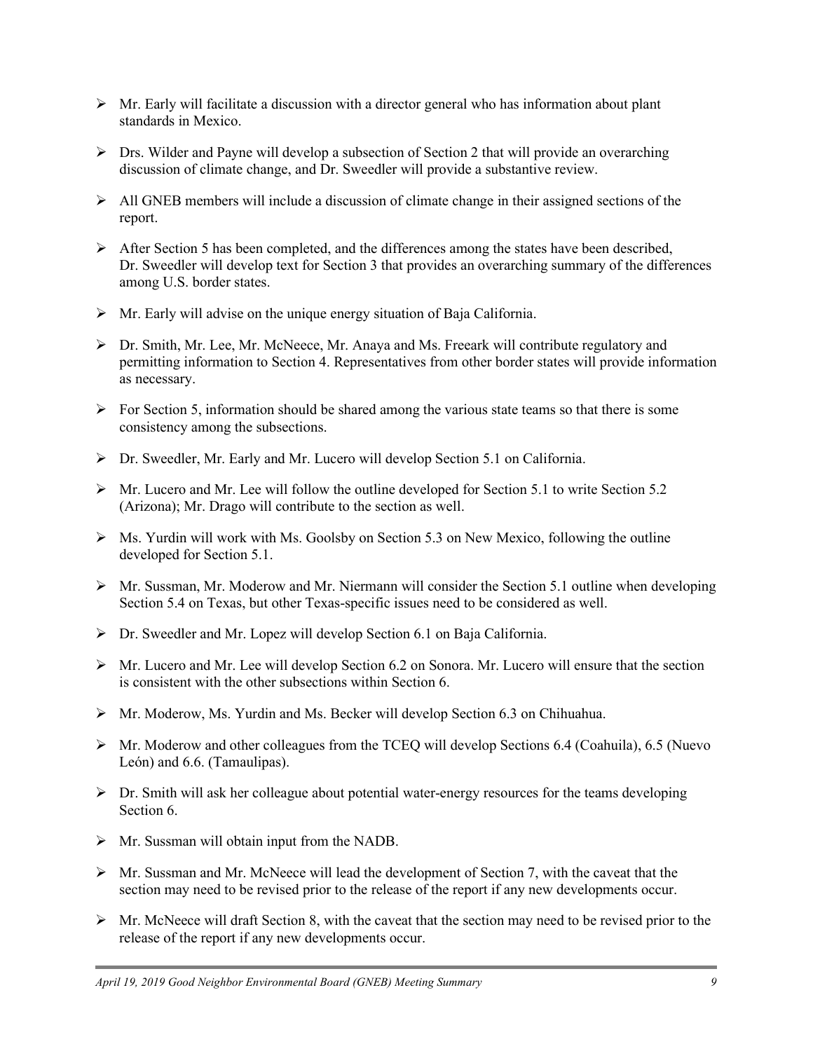- Mr. Early will facilitate a discussion with a director general who has information about plant standards in Mexico.

- Drs. Wilder and Payne will develop a subsection of Section 2 that will provide an overarching discussion of climate change, and Dr. Sweedler will provide a substantive review.

- All GNEB members will include a discussion of climate change in their assigned sections of the report.

- After Section 5 has been completed, and the differences among the states have been described, Dr. Sweedler will develop text for Section 3 that provides an overarching summary of the differences among U.S. border states.

- Mr. Early will advise on the unique energy situation of Baja California.

- Dr. Smith, Mr. Lee, Mr. McNeece, Mr. Anaya and Ms. Freeark will contribute regulatory and permitting information to Section 4. Representatives from other border states will provide information as necessary.

- For Section 5, information should be shared among the various state teams so that there is some consistency among the subsections.

- Dr. Sweedler, Mr. Early and Mr. Lucero will develop Section 5.1 on California.

- Mr. Lucero and Mr. Lee will follow the outline developed for Section 5.1 to write Section 5.2 (Arizona); Mr. Drago will contribute to the section as well.

- Ms. Yurdin will work with Ms. Goolsby on Section 5.3 on New Mexico, following the outline developed for Section 5.1.

- Mr. Sussman, Mr. Moderow and Mr. Niermann will consider the Section 5.1 outline when developing Section 5.4 on Texas, but other Texas-specific issues need to be considered as well.

- Dr. Sweedler and Mr. Lopez will develop Section 6.1 on Baja California.

- Mr. Lucero and Mr. Lee will develop Section 6.2 on Sonora. Mr. Lucero will ensure that the section is consistent with the other subsections within Section 6.

- Mr. Moderow, Ms. Yurdin and Ms. Becker will develop Section 6.3 on Chihuahua.

- Mr. Moderow and other colleagues from the TCEQ will develop Sections 6.4 (Coahuila), 6.5 (Nuevo León) and 6.6. (Tamaulipas).

- Dr. Smith will ask her colleague about potential water-energy resources for the teams developing Section 6.

- Mr. Sussman will obtain input from the NADB.

- Mr. Sussman and Mr. McNeece will lead the development of Section 7, with the caveat that the section may need to be revised prior to the release of the report if any new developments occur.

- Mr. McNeece will draft Section 8, with the caveat that the section may need to be revised prior to the release of the report if any new developments occur.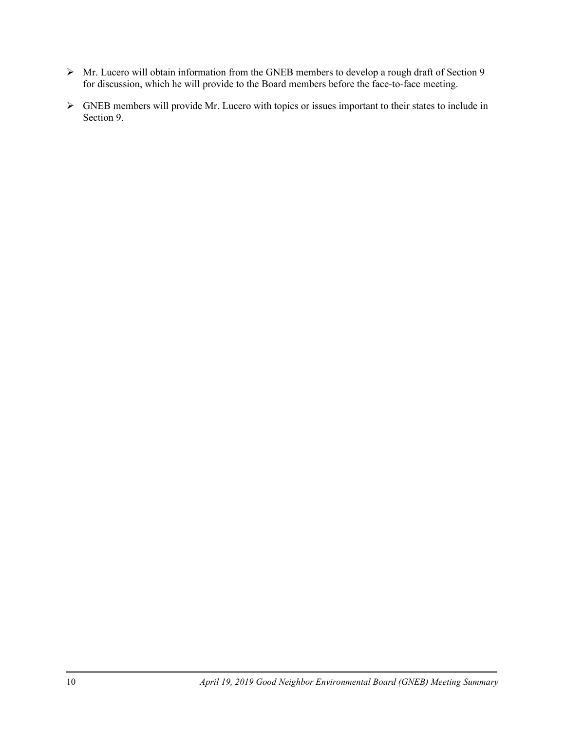- Mr. Lucero will obtain information from the GNEB members to develop a rough draft of Section 9 for discussion, which he will provide to the Board members before the face-to-face meeting.

- GNEB members will provide Mr. Lucero with topics or issues important to their states to include in Section 9.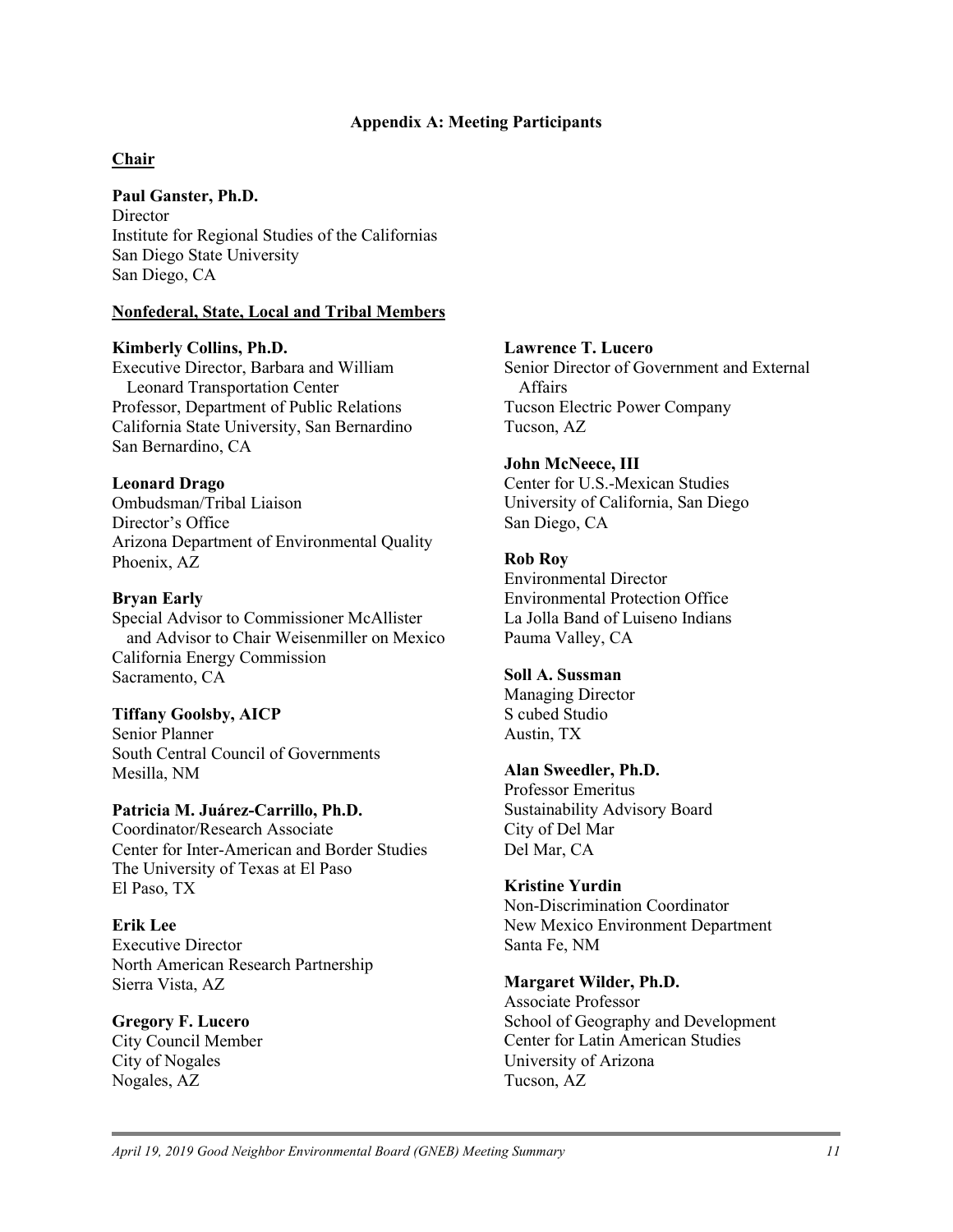## Appendix A: Meeting Participants

### Chair

**Paul Ganster, Ph.D.**
Director
Institute for Regional Studies of the Californias
San Diego State University
San Diego, CA

### Nonfederal, State, Local and Tribal Members

**Kimberly Collins, Ph.D.**
Executive Director, Barbara and William Leonard Transportation Center
Professor, Department of Public Relations
California State University, San Bernardino
San Bernardino, CA

**Leonard Drago**
Ombudsman/Tribal Liaison
Director's Office
Arizona Department of Environmental Quality
Phoenix, AZ

**Bryan Early**
Special Advisor to Commissioner McAllister and Advisor to Chair Weisenmiller on Mexico
California Energy Commission
Sacramento, CA

**Tiffany Goolsby, AICP**
Senior Planner
South Central Council of Governments
Mesilla, NM

**Patricia M. Juárez-Carrillo, Ph.D.**
Coordinator/Research Associate
Center for Inter-American and Border Studies
The University of Texas at El Paso
El Paso, TX

**Erik Lee**
Executive Director
North American Research Partnership
Sierra Vista, AZ

**Gregory F. Lucero**
City Council Member
City of Nogales
Nogales, AZ

**Lawrence T. Lucero**
Senior Director of Government and External Affairs
Tucson Electric Power Company
Tucson, AZ

**John McNeece, III**
Center for U.S.-Mexican Studies
University of California, San Diego
San Diego, CA

**Rob Roy**
Environmental Director
Environmental Protection Office
La Jolla Band of Luiseno Indians
Pauma Valley, CA

**Soll A. Sussman**
Managing Director
S cubed Studio
Austin, TX

**Alan Sweedler, Ph.D.**
Professor Emeritus
Sustainability Advisory Board
City of Del Mar
Del Mar, CA

**Kristine Yurdin**
Non-Discrimination Coordinator
New Mexico Environment Department
Santa Fe, NM

**Margaret Wilder, Ph.D.**
Associate Professor
School of Geography and Development
Center for Latin American Studies
University of Arizona
Tucson, AZ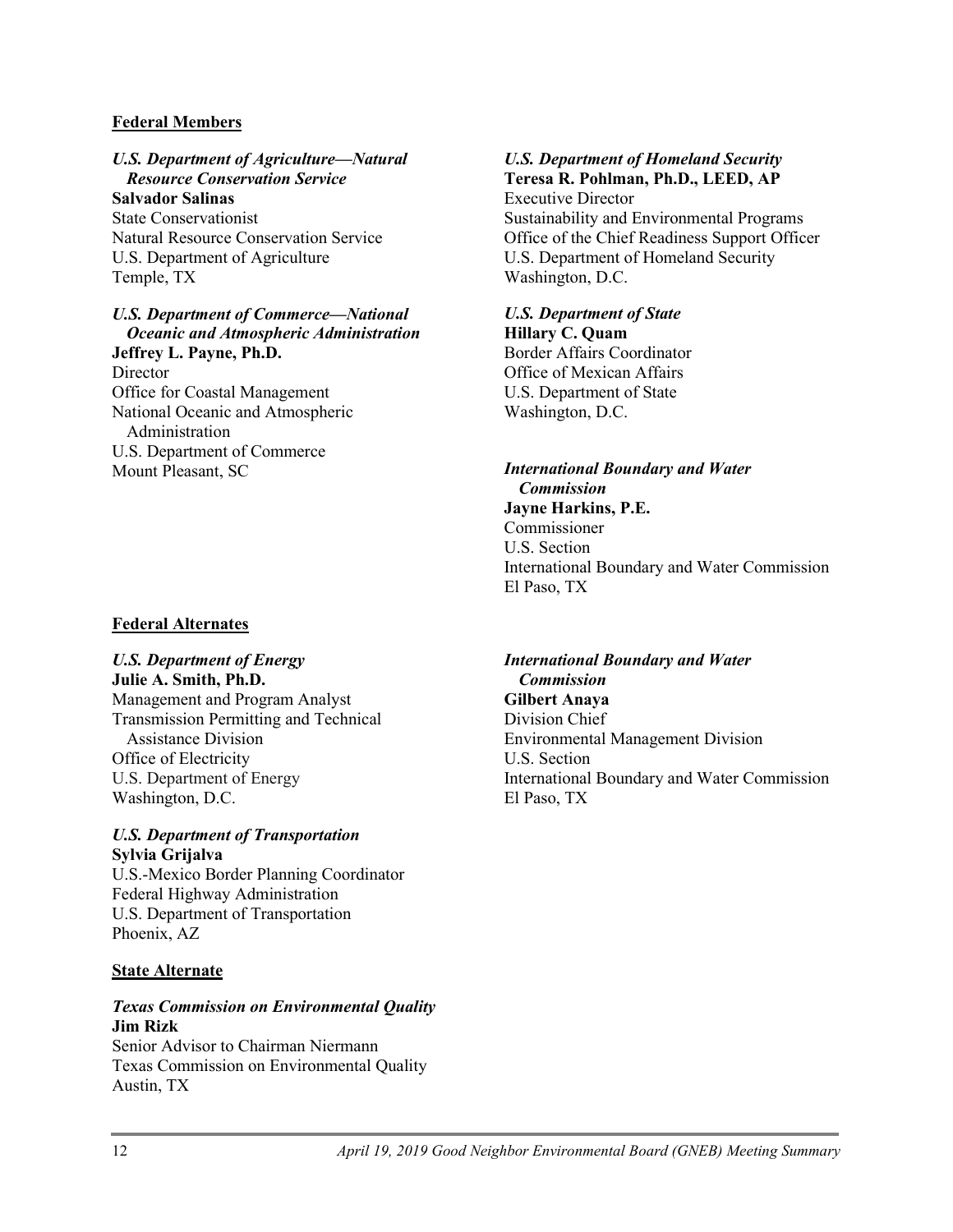**Federal Members**

***U.S. Department of Agriculture—Natural Resource Conservation Service***
**Salvador Salinas**
State Conservationist
Natural Resource Conservation Service
U.S. Department of Agriculture
Temple, TX

***U.S. Department of Commerce—National Oceanic and Atmospheric Administration***
**Jeffrey L. Payne, Ph.D.**
Director
Office for Coastal Management
National Oceanic and Atmospheric Administration
U.S. Department of Commerce
Mount Pleasant, SC

***U.S. Department of Homeland Security***
**Teresa R. Pohlman, Ph.D., LEED, AP**
Executive Director
Sustainability and Environmental Programs
Office of the Chief Readiness Support Officer
U.S. Department of Homeland Security
Washington, D.C.

***U.S. Department of State***
**Hillary C. Quam**
Border Affairs Coordinator
Office of Mexican Affairs
U.S. Department of State
Washington, D.C.

***International Boundary and Water Commission***
**Jayne Harkins, P.E.**
Commissioner
U.S. Section
International Boundary and Water Commission
El Paso, TX

**Federal Alternates**

***U.S. Department of Energy***
**Julie A. Smith, Ph.D.**
Management and Program Analyst
Transmission Permitting and Technical Assistance Division
Office of Electricity
U.S. Department of Energy
Washington, D.C.

***U.S. Department of Transportation***
**Sylvia Grijalva**
U.S.-Mexico Border Planning Coordinator
Federal Highway Administration
U.S. Department of Transportation
Phoenix, AZ

***International Boundary and Water Commission***
**Gilbert Anaya**
Division Chief
Environmental Management Division
U.S. Section
International Boundary and Water Commission
El Paso, TX

**State Alternate**

***Texas Commission on Environmental Quality***
**Jim Rizk**
Senior Advisor to Chairman Niermann
Texas Commission on Environmental Quality
Austin, TX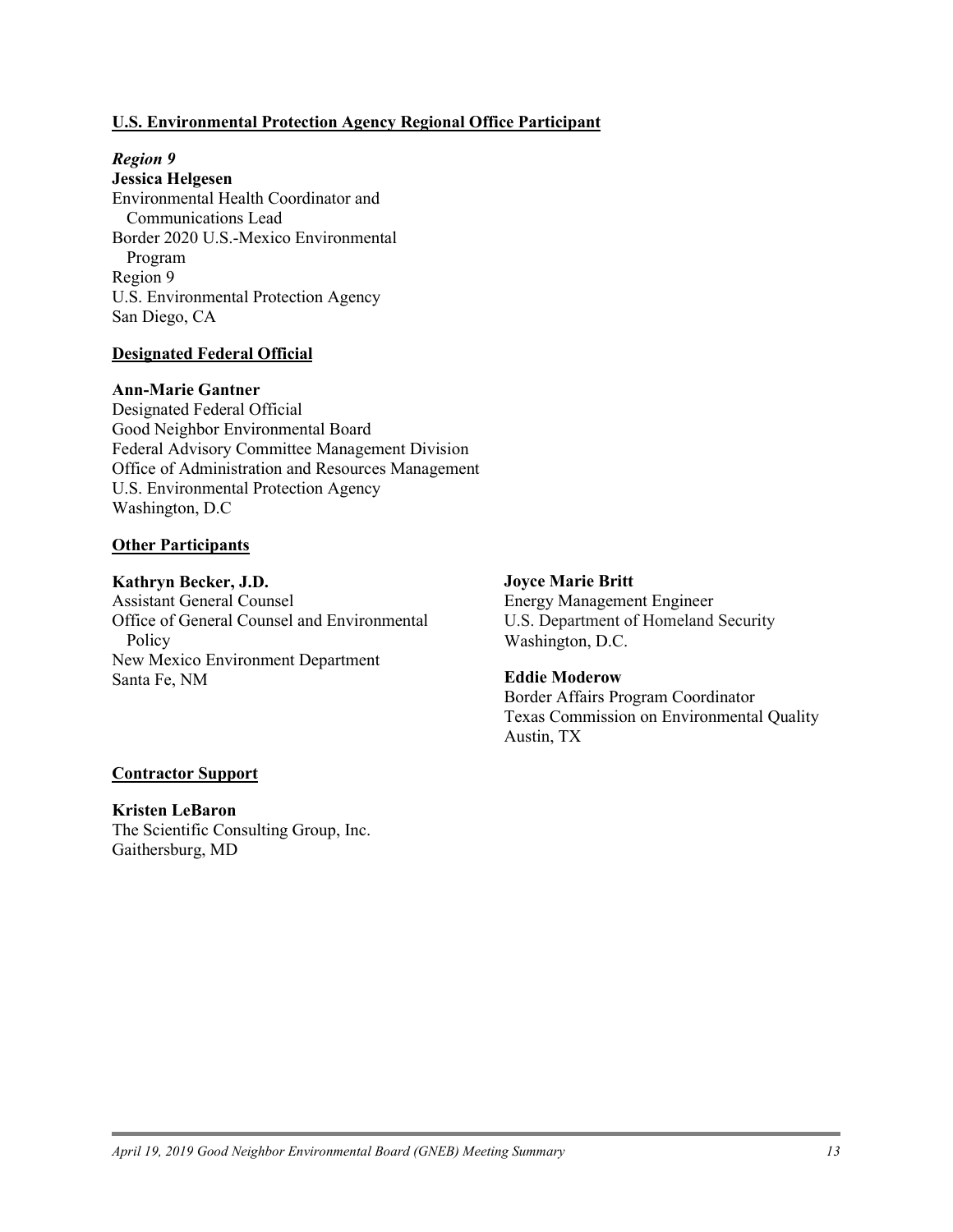**U.S. Environmental Protection Agency Regional Office Participant**

***Region 9***

**Jessica Helgesen**
Environmental Health Coordinator and Communications Lead
Border 2020 U.S.-Mexico Environmental Program
Region 9
U.S. Environmental Protection Agency
San Diego, CA

**Designated Federal Official**

**Ann-Marie Gantner**
Designated Federal Official
Good Neighbor Environmental Board
Federal Advisory Committee Management Division
Office of Administration and Resources Management
U.S. Environmental Protection Agency
Washington, D.C

**Other Participants**

**Kathryn Becker, J.D.**
Assistant General Counsel
Office of General Counsel and Environmental Policy
New Mexico Environment Department
Santa Fe, NM

**Joyce Marie Britt**
Energy Management Engineer
U.S. Department of Homeland Security
Washington, D.C.

**Eddie Moderow**
Border Affairs Program Coordinator
Texas Commission on Environmental Quality
Austin, TX

**Contractor Support**

**Kristen LeBaron**
The Scientific Consulting Group, Inc.
Gaithersburg, MD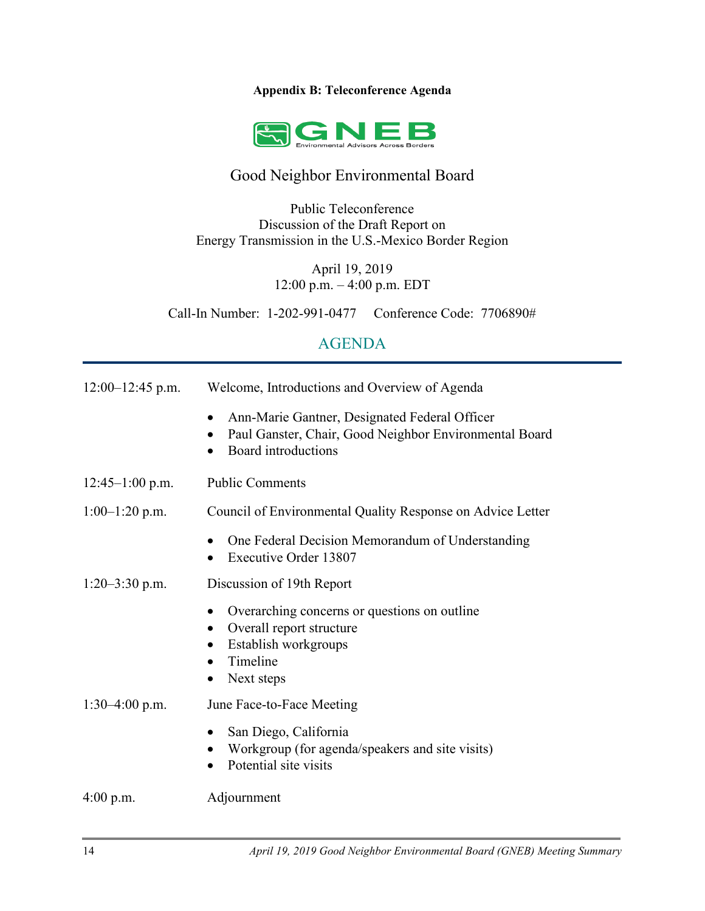**Appendix B: Teleconference Agenda**

GNEB
Environmental Advisors Across Borders

# Good Neighbor Environmental Board

Public Teleconference
Discussion of the Draft Report on
Energy Transmission in the U.S.-Mexico Border Region

April 19, 2019
12:00 p.m. – 4:00 p.m. EDT

Call-In Number: 1-202-991-0477 Conference Code: 7706890#

## AGENDA

12:00–12:45 p.m. Welcome, Introductions and Overview of Agenda

- Ann-Marie Gantner, Designated Federal Officer
- Paul Ganster, Chair, Good Neighbor Environmental Board
- Board introductions

12:45–1:00 p.m. Public Comments

1:00–1:20 p.m. Council of Environmental Quality Response on Advice Letter

- One Federal Decision Memorandum of Understanding
- Executive Order 13807

1:20–3:30 p.m. Discussion of 19th Report

- Overarching concerns or questions on outline
- Overall report structure
- Establish workgroups
- Timeline
- Next steps

1:30–4:00 p.m. June Face-to-Face Meeting

- San Diego, California
- Workgroup (for agenda/speakers and site visits)
- Potential site visits

4:00 p.m. Adjournment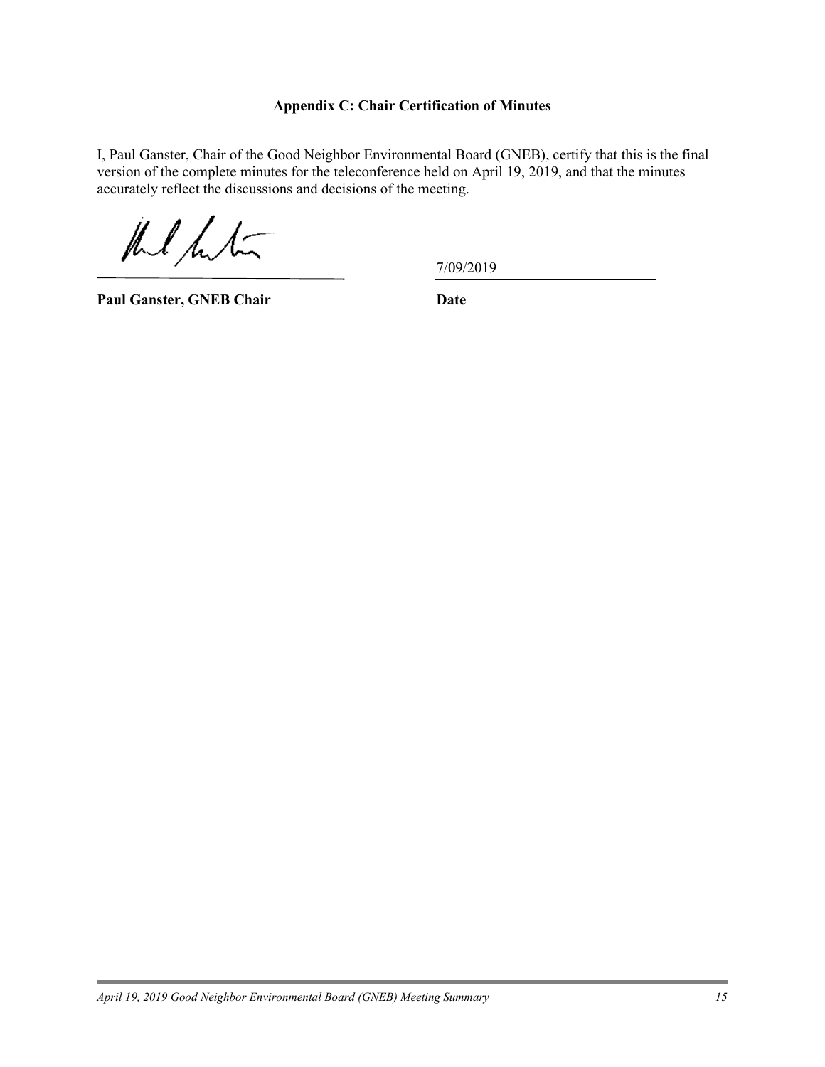## Appendix C: Chair Certification of Minutes

I, Paul Ganster, Chair of the Good Neighbor Environmental Board (GNEB), certify that this is the final version of the complete minutes for the teleconference held on April 19, 2019, and that the minutes accurately reflect the discussions and decisions of the meeting.

| | |
|---|---|
| _______________________________ | 7/09/2019 |
| **Paul Ganster, GNEB Chair** | **Date** |